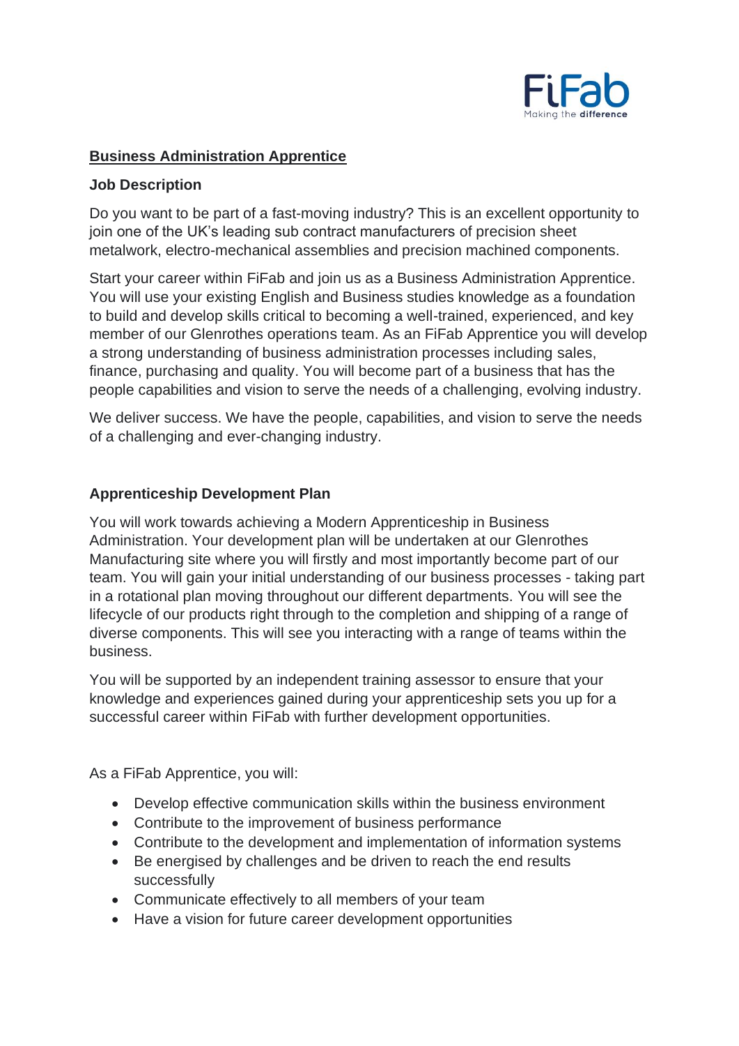# Business Administration Apprentice

## Job Description

Do you want to be part of a fast-moving industry? This is an excellent opportunity to join one of the UK's leading sub contract manufacturers of precision sheet metalwork, electro-mechanical assemblies and precision machined components.

Start your career within FiFab and join us as a Business Administration Apprentice. You will use your existing English and Business studies knowledge as a foundation to build and develop skills critical to becoming a well-trained, experienced, and key member of our Glenrothes operations team. As an FiFab Apprentice you will develop a strong understanding of business administration processes including sales, finance, purchasing and quality. You will become part of a business that has the people capabilities and vision to serve the needs of a challenging, evolving industry.

We deliver success. We have the people, capabilities, and vision to serve the needs of a challenging and ever-changing industry.

## Apprenticeship Development Plan

You will work towards achieving a Modern Apprenticeship in Business Administration. Your development plan will be undertaken at our Glenrothes Manufacturing site where you will firstly and most importantly become part of our team. You will gain your initial understanding of our business processes - taking part in a rotational plan moving throughout our different departments. You will see the lifecycle of our products right through to the completion and shipping of a range of diverse components. This will see you interacting with a range of teams within the business.

You will be supported by an independent training assessor to ensure that your knowledge and experiences gained during your apprenticeship sets you up for a successful career within FiFab with further development opportunities.

As a FiFab Apprentice, you will:

- Develop effective communication skills within the business environment
- Contribute to the improvement of business performance
- Contribute to the development and implementation of information systems
- Be energised by challenges and be driven to reach the end results successfully
- Communicate effectively to all members of your team
- Have a vision for future career development opportunities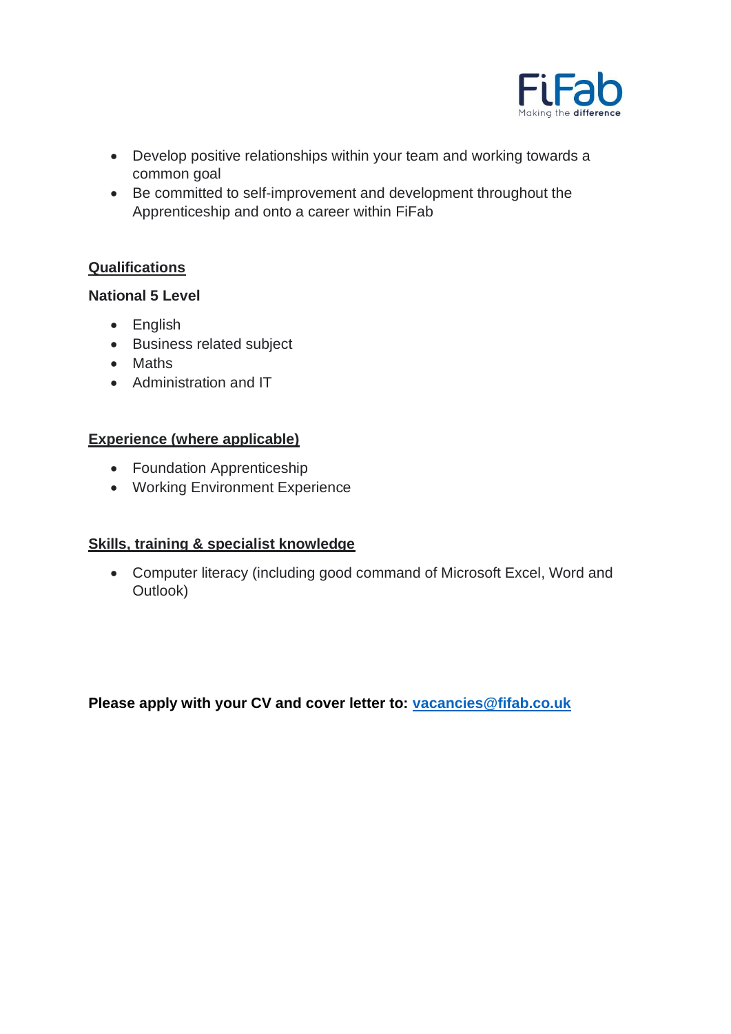- Develop positive relationships within your team and working towards a common goal
- Be committed to self-improvement and development throughout the Apprenticeship and onto a career within FiFab

## Qualifications

**National 5 Level**

- English
- Business related subject
- Maths
- Administration and IT

## Experience (where applicable)

- Foundation Apprenticeship
- Working Environment Experience

## Skills, training & specialist knowledge

- Computer literacy (including good command of Microsoft Excel, Word and Outlook)

**Please apply with your CV and cover letter to: vacancies@fifab.co.uk**